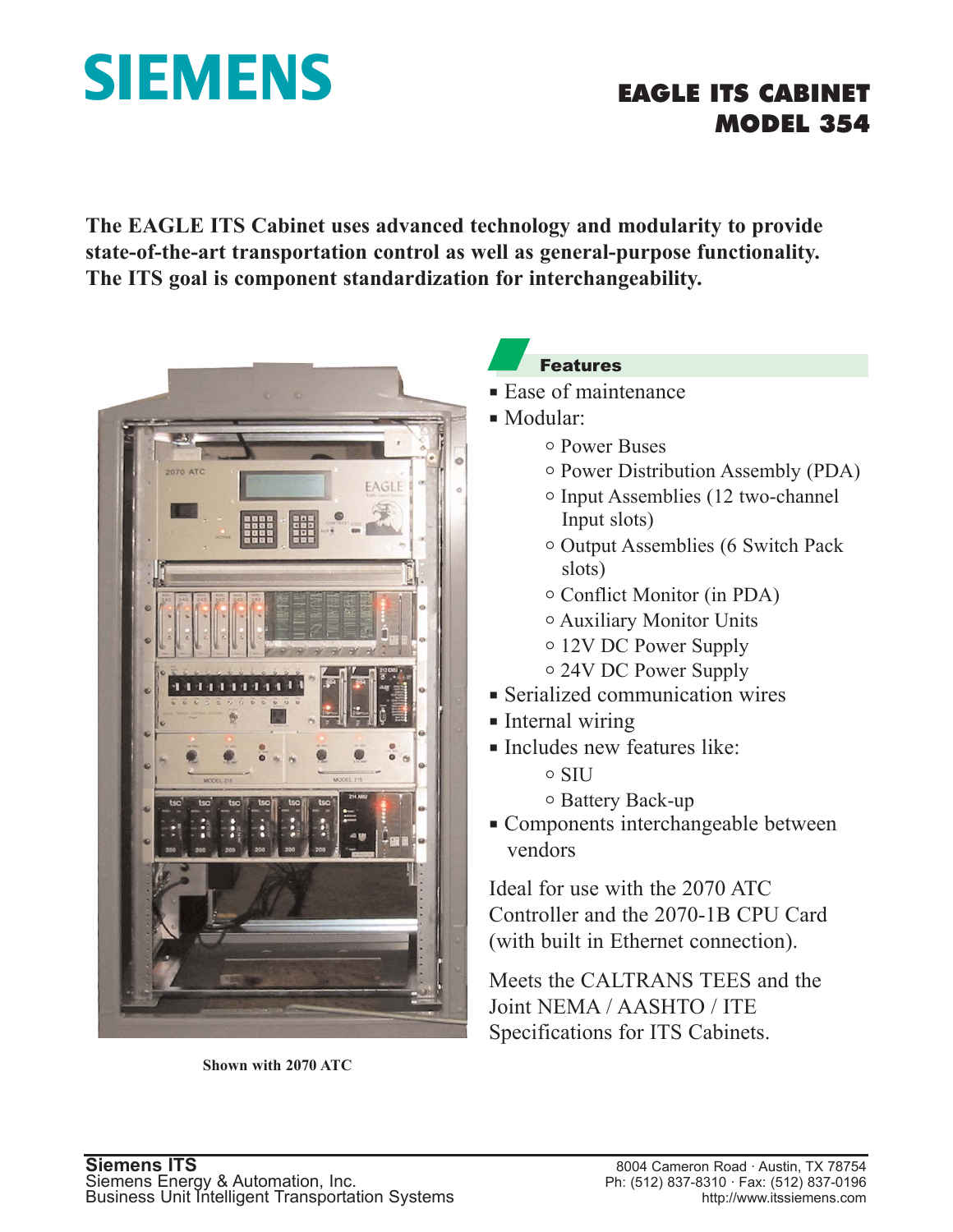SIEMENS

# EAGLE ITS CABINET MODEL 354

**The EAGLE ITS Cabinet uses advanced technology and modularity to provide state-of-the-art transportation control as well as general-purpose functionality. The ITS goal is component standardization for interchangeability.**

Shown with 2070 ATC

## Features

- Ease of maintenance
- Modular:
  - Power Buses
  - Power Distribution Assembly (PDA)
  - Input Assemblies (12 two-channel Input slots)
  - Output Assemblies (6 Switch Pack slots)
  - Conflict Monitor (in PDA)
  - Auxiliary Monitor Units
  - 12V DC Power Supply
  - 24V DC Power Supply
- Serialized communication wires
- Internal wiring
- Includes new features like:
  - SIU
  - Battery Back-up
- Components interchangeable between vendors

Ideal for use with the 2070 ATC Controller and the 2070-1B CPU Card (with built in Ethernet connection).

Meets the CALTRANS TEES and the Joint NEMA / AASHTO / ITE Specifications for ITS Cabinets.

**Siemens ITS**
Siemens Energy & Automation, Inc.
Business Unit Intelligent Transportation Systems

8004 Cameron Road · Austin, TX 78754
Ph: (512) 837-8310 · Fax: (512) 837-0196
http://www.itssiemens.com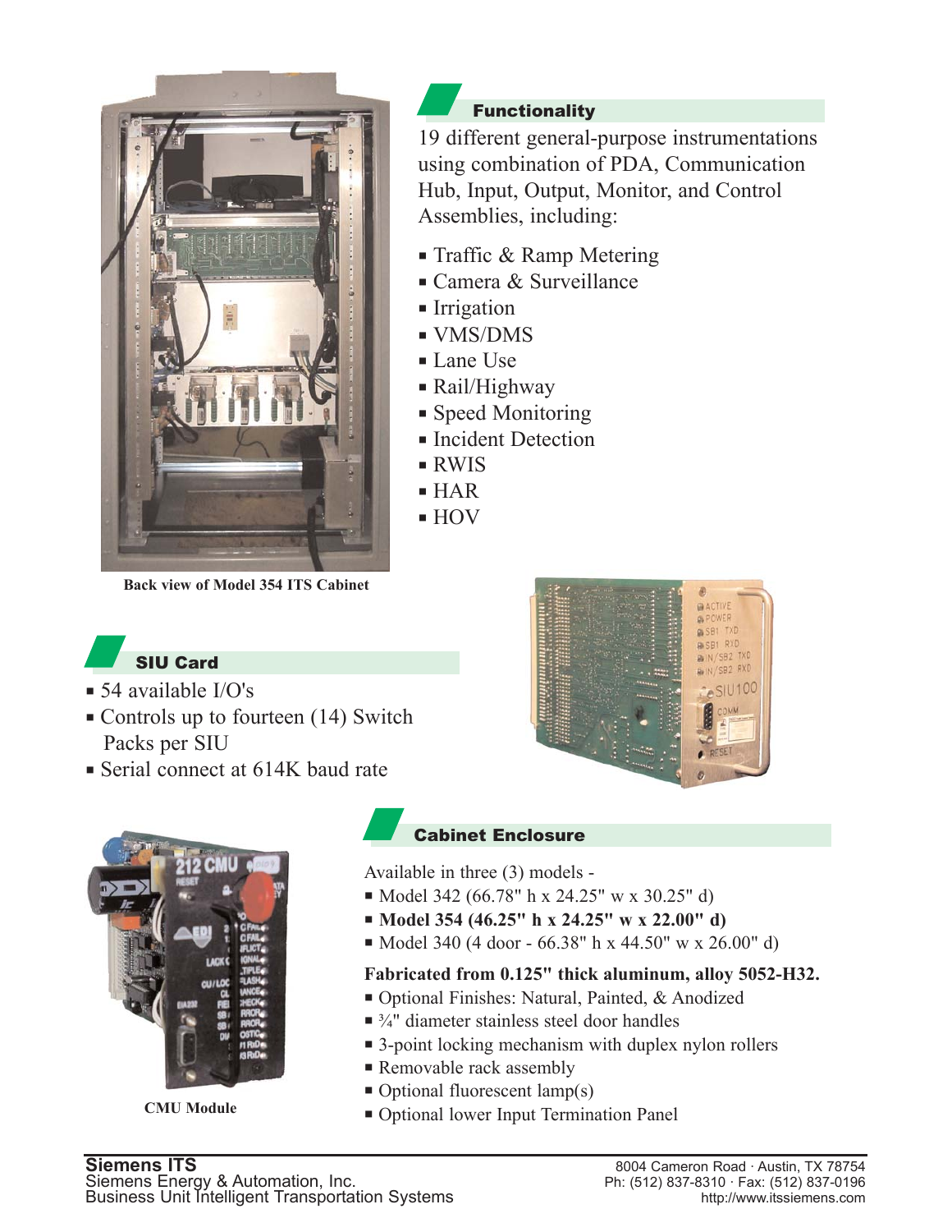Back view of Model 354 ITS Cabinet

## Functionality

19 different general-purpose instrumentations using combination of PDA, Communication Hub, Input, Output, Monitor, and Control Assemblies, including:

- Traffic & Ramp Metering
- Camera & Surveillance
- Irrigation
- VMS/DMS
- Lane Use
- Rail/Highway
- Speed Monitoring
- Incident Detection
- RWIS
- HAR
- HOV

## SIU Card

- 54 available I/O's
- Controls up to fourteen (14) Switch Packs per SIU
- Serial connect at 614K baud rate

CMU Module

## Cabinet Enclosure

Available in three (3) models -

- Model 342 (66.78" h x 24.25" w x 30.25" d)
- **Model 354 (46.25" h x 24.25" w x 22.00" d)**
- Model 340 (4 door - 66.38" h x 44.50" w x 26.00" d)

**Fabricated from 0.125" thick aluminum, alloy 5052-H32.**

- Optional Finishes: Natural, Painted, & Anodized
- ¾" diameter stainless steel door handles
- 3-point locking mechanism with duplex nylon rollers
- Removable rack assembly
- Optional fluorescent lamp(s)
- Optional lower Input Termination Panel

**Siemens ITS**
Siemens Energy & Automation, Inc.
Business Unit Intelligent Transportation Systems

8004 Cameron Road · Austin, TX 78754
Ph: (512) 837-8310 · Fax: (512) 837-0196
http://www.itssiemens.com